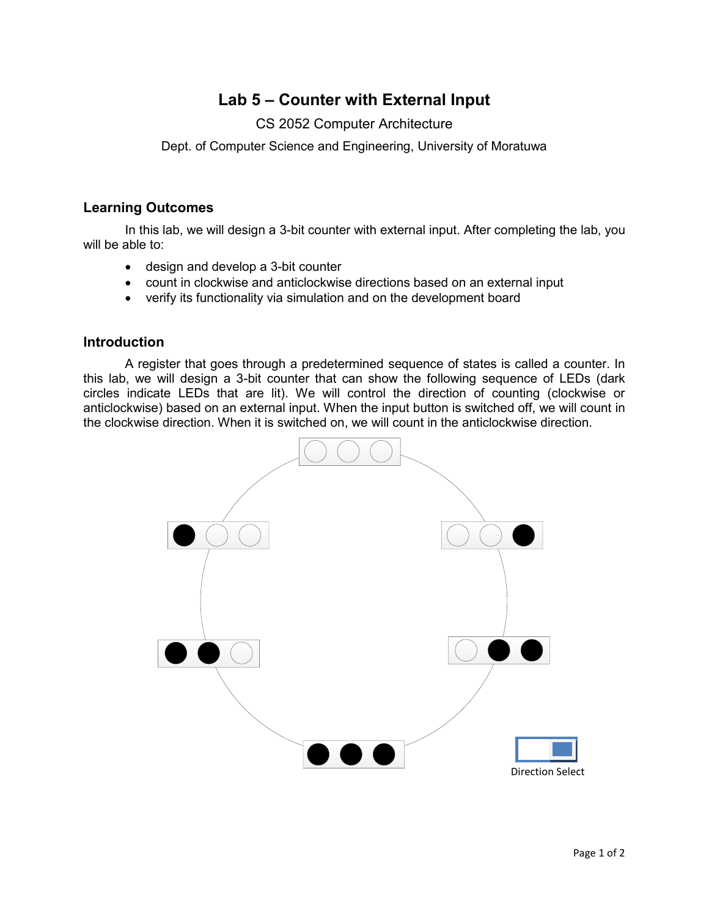# Lab 5 – Counter with External Input

CS 2052 Computer Architecture

Dept. of Computer Science and Engineering, University of Moratuwa

## Learning Outcomes

In this lab, we will design a 3-bit counter with external input. After completing the lab, you will be able to:

- design and develop a 3-bit counter
- count in clockwise and anticlockwise directions based on an external input
- verify its functionality via simulation and on the development board

## Introduction

A register that goes through a predetermined sequence of states is called a counter. In this lab, we will design a 3-bit counter that can show the following sequence of LEDs (dark circles indicate LEDs that are lit). We will control the direction of counting (clockwise or anticlockwise) based on an external input. When the input button is switched off, we will count in the clockwise direction. When it is switched on, we will count in the anticlockwise direction.

Direction Select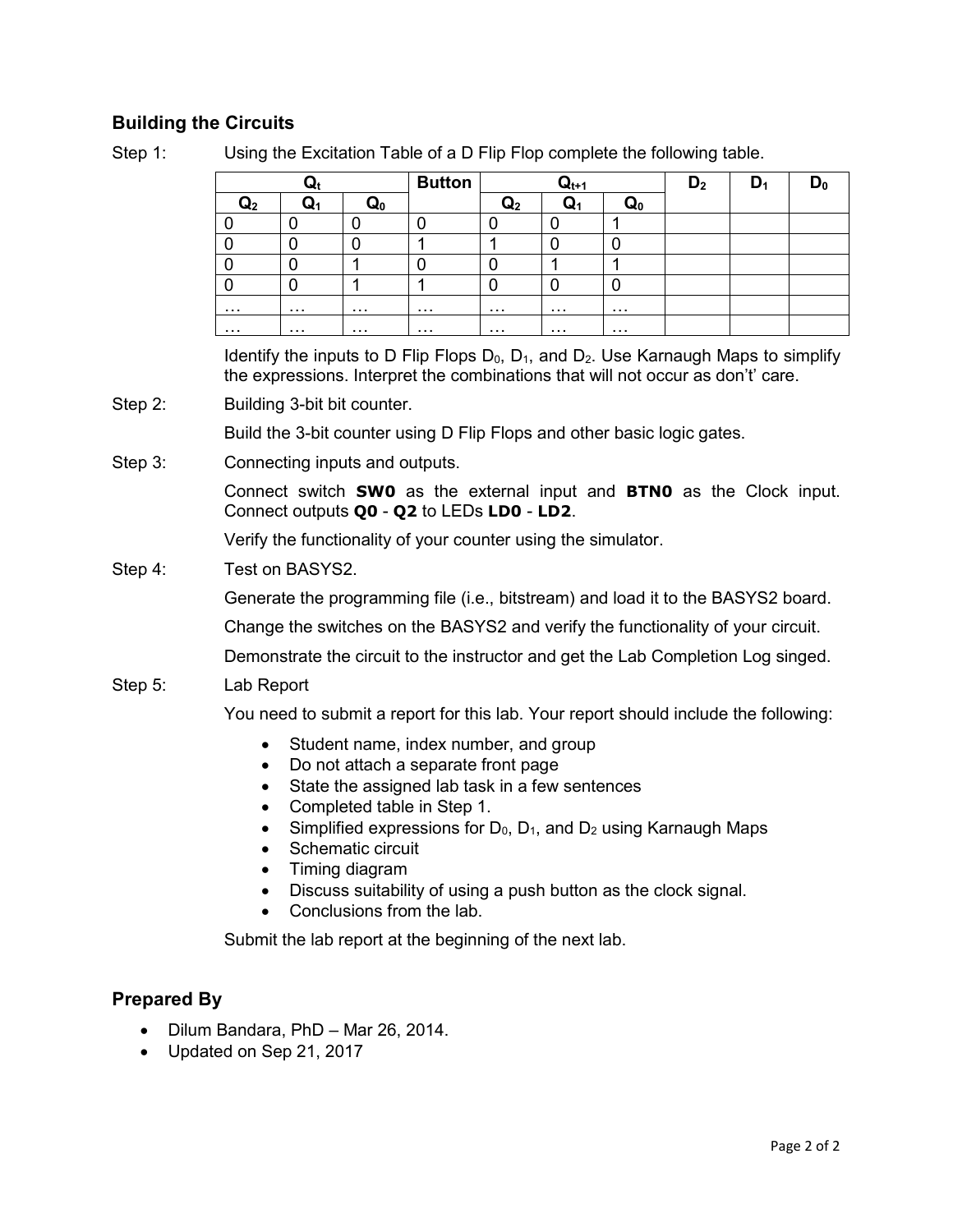## Building the Circuits

Step 1: Using the Excitation Table of a D Flip Flop complete the following table.

| $Q_t$ | | | Button | $Q_{t+1}$ | | | $D_2$ | $D_1$ | $D_0$ |
|---|---|---|---|---|---|---|---|---|---|
| $Q_2$ | $Q_1$ | $Q_0$ | | $Q_2$ | $Q_1$ | $Q_0$ | | | |
| 0 | 0 | 0 | 0 | 0 | 0 | 1 | | | |
| 0 | 0 | 0 | 1 | 1 | 0 | 0 | | | |
| 0 | 0 | 1 | 0 | 0 | 1 | 1 | | | |
| 0 | 0 | 1 | 1 | 0 | 0 | 0 | | | |
| … | … | … | … | … | … | … | | | |
| … | … | … | … | … | … | … | | | |

Identify the inputs to D Flip Flops $D_0$, $D_1$, and $D_2$. Use Karnaugh Maps to simplify the expressions. Interpret the combinations that will not occur as don't' care.

Step 2: Building 3-bit bit counter.

Build the 3-bit counter using D Flip Flops and other basic logic gates.

Step 3: Connecting inputs and outputs.

Connect switch **SW0** as the external input and **BTN0** as the Clock input. Connect outputs **Q0** - **Q2** to LEDs **LD0** - **LD2**.

Verify the functionality of your counter using the simulator.

Step 4: Test on BASYS2.

Generate the programming file (i.e., bitstream) and load it to the BASYS2 board.

Change the switches on the BASYS2 and verify the functionality of your circuit.

Demonstrate the circuit to the instructor and get the Lab Completion Log singed.

Step 5: Lab Report

You need to submit a report for this lab. Your report should include the following:

- Student name, index number, and group
- Do not attach a separate front page
- State the assigned lab task in a few sentences
- Completed table in Step 1.
- Simplified expressions for $D_0$, $D_1$, and $D_2$ using Karnaugh Maps
- Schematic circuit
- Timing diagram
- Discuss suitability of using a push button as the clock signal.
- Conclusions from the lab.

Submit the lab report at the beginning of the next lab.

## Prepared By

- Dilum Bandara, PhD – Mar 26, 2014.
- Updated on Sep 21, 2017